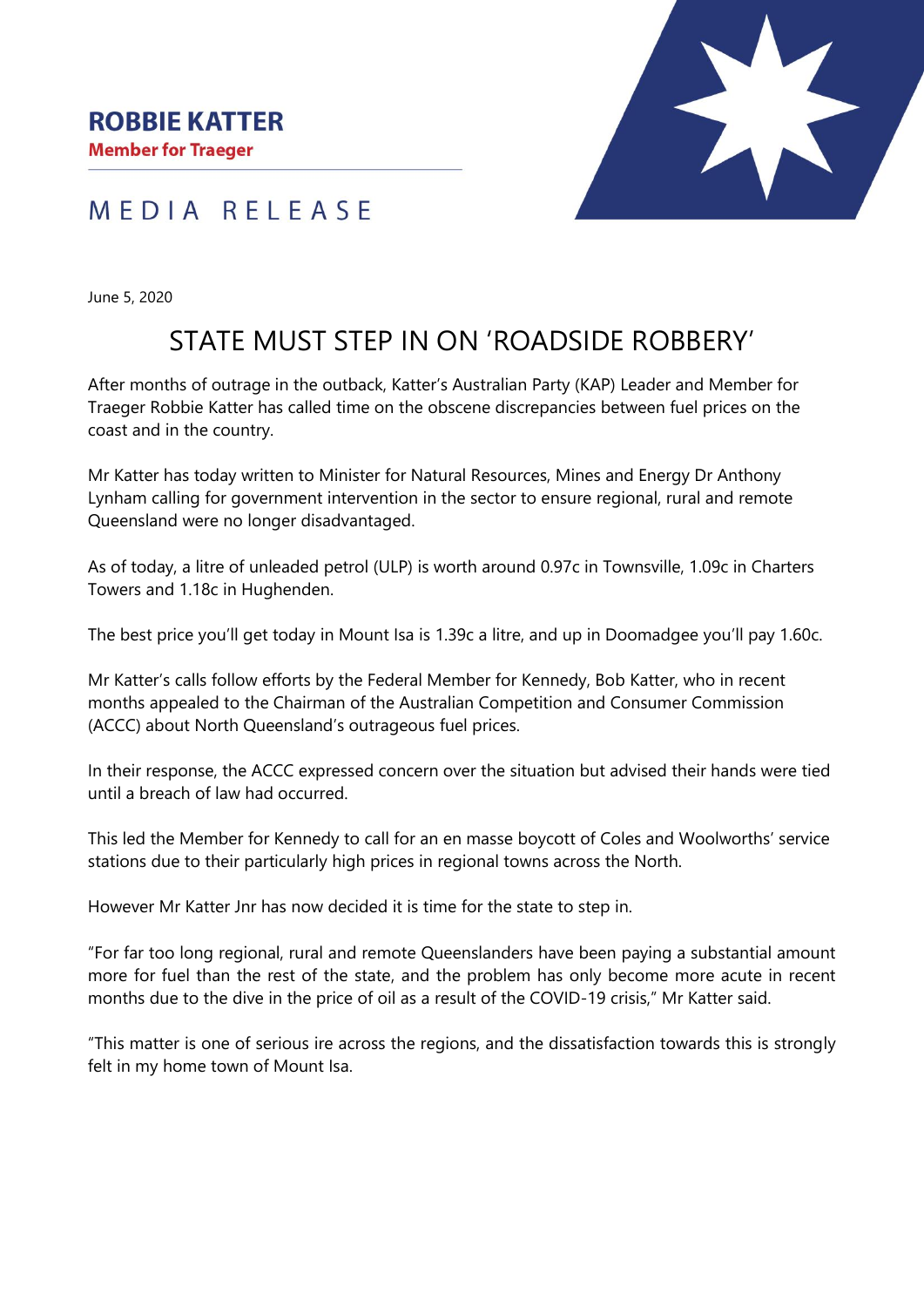**ROBBIE KATTER**
**Member for Traeger**

MEDIA RELEASE

June 5, 2020

# STATE MUST STEP IN ON 'ROADSIDE ROBBERY'

After months of outrage in the outback, Katter's Australian Party (KAP) Leader and Member for Traeger Robbie Katter has called time on the obscene discrepancies between fuel prices on the coast and in the country.

Mr Katter has today written to Minister for Natural Resources, Mines and Energy Dr Anthony Lynham calling for government intervention in the sector to ensure regional, rural and remote Queensland were no longer disadvantaged.

As of today, a litre of unleaded petrol (ULP) is worth around 0.97c in Townsville, 1.09c in Charters Towers and 1.18c in Hughenden.

The best price you'll get today in Mount Isa is 1.39c a litre, and up in Doomadgee you'll pay 1.60c.

Mr Katter's calls follow efforts by the Federal Member for Kennedy, Bob Katter, who in recent months appealed to the Chairman of the Australian Competition and Consumer Commission (ACCC) about North Queensland's outrageous fuel prices.

In their response, the ACCC expressed concern over the situation but advised their hands were tied until a breach of law had occurred.

This led the Member for Kennedy to call for an en masse boycott of Coles and Woolworths' service stations due to their particularly high prices in regional towns across the North.

However Mr Katter Jnr has now decided it is time for the state to step in.

"For far too long regional, rural and remote Queenslanders have been paying a substantial amount more for fuel than the rest of the state, and the problem has only become more acute in recent months due to the dive in the price of oil as a result of the COVID-19 crisis," Mr Katter said.

"This matter is one of serious ire across the regions, and the dissatisfaction towards this is strongly felt in my home town of Mount Isa.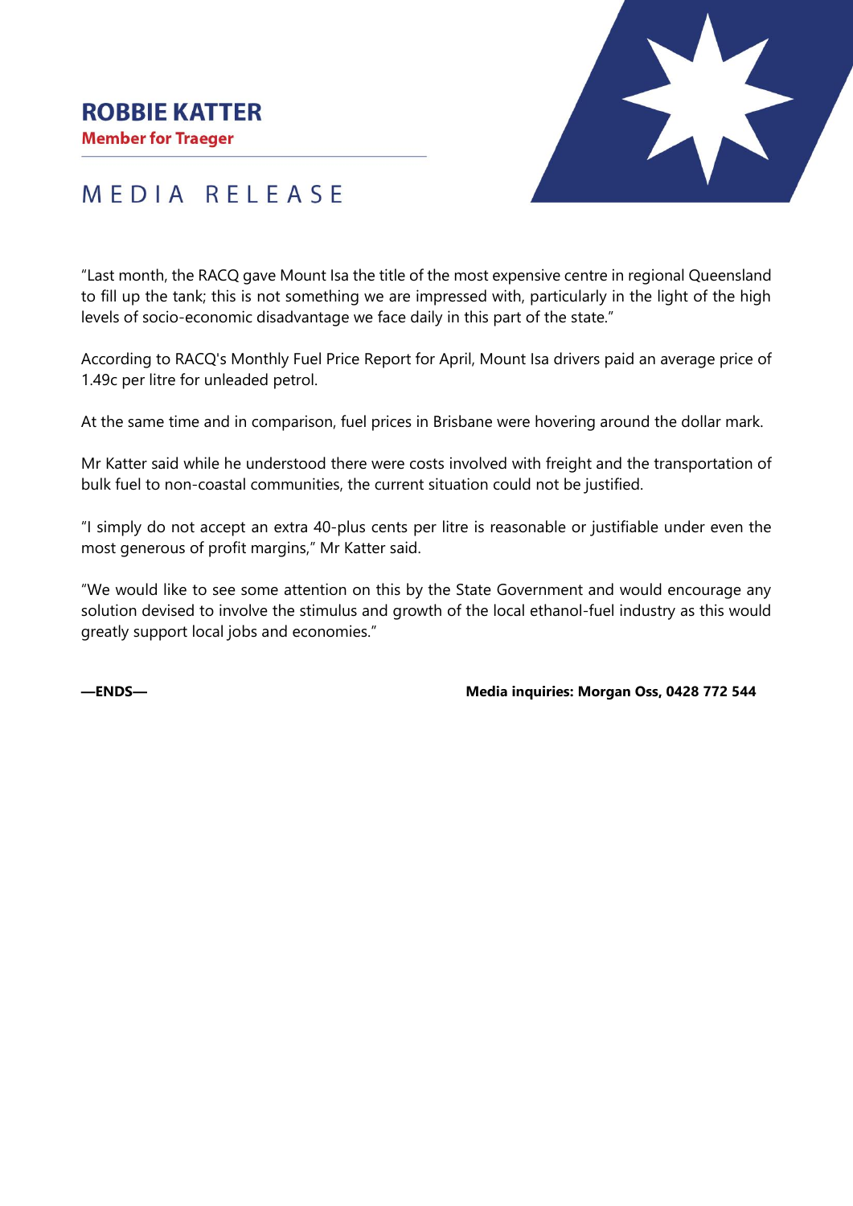**ROBBIE KATTER**

**Member for Traeger**

MEDIA RELEASE

"Last month, the RACQ gave Mount Isa the title of the most expensive centre in regional Queensland to fill up the tank; this is not something we are impressed with, particularly in the light of the high levels of socio-economic disadvantage we face daily in this part of the state."

According to RACQ's Monthly Fuel Price Report for April, Mount Isa drivers paid an average price of 1.49c per litre for unleaded petrol.

At the same time and in comparison, fuel prices in Brisbane were hovering around the dollar mark.

Mr Katter said while he understood there were costs involved with freight and the transportation of bulk fuel to non-coastal communities, the current situation could not be justified.

"I simply do not accept an extra 40-plus cents per litre is reasonable or justifiable under even the most generous of profit margins," Mr Katter said.

"We would like to see some attention on this by the State Government and would encourage any solution devised to involve the stimulus and growth of the local ethanol-fuel industry as this would greatly support local jobs and economies."

**—ENDS—**

**Media inquiries: Morgan Oss, 0428 772 544**